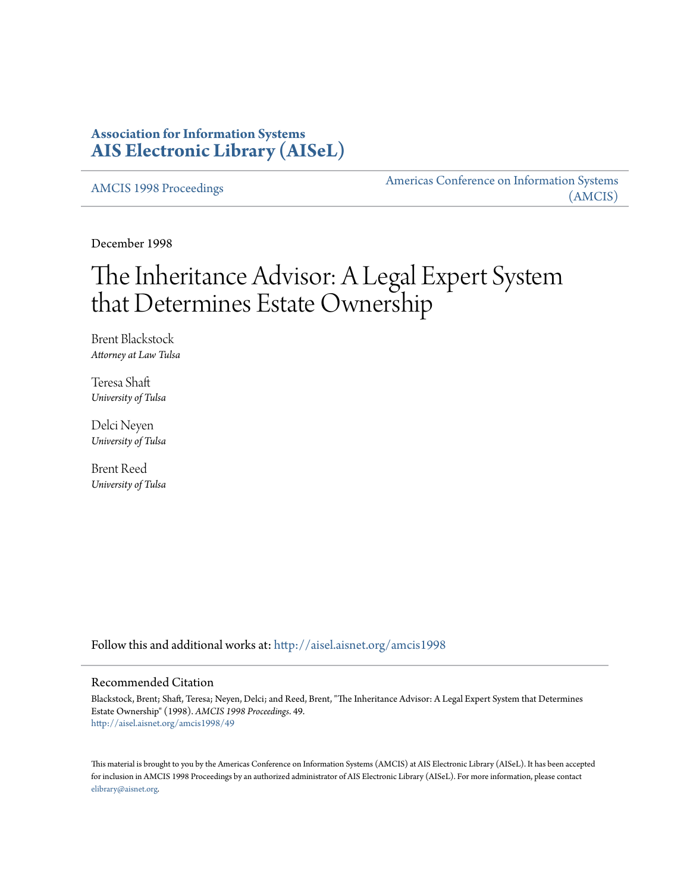**Association for Information Systems**
**AIS Electronic Library (AISeL)**

AMCIS 1998 Proceedings

Americas Conference on Information Systems (AMCIS)

December 1998

# The Inheritance Advisor: A Legal Expert System that Determines Estate Ownership

Brent Blackstock
*Attorney at Law Tulsa*

Teresa Shaft
*University of Tulsa*

Delci Neyen
*University of Tulsa*

Brent Reed
*University of Tulsa*

Follow this and additional works at: http://aisel.aisnet.org/amcis1998

## Recommended Citation

Blackstock, Brent; Shaft, Teresa; Neyen, Delci; and Reed, Brent, "The Inheritance Advisor: A Legal Expert System that Determines Estate Ownership" (1998). *AMCIS 1998 Proceedings*. 49.
http://aisel.aisnet.org/amcis1998/49

This material is brought to you by the Americas Conference on Information Systems (AMCIS) at AIS Electronic Library (AISeL). It has been accepted for inclusion in AMCIS 1998 Proceedings by an authorized administrator of AIS Electronic Library (AISeL). For more information, please contact elibrary@aisnet.org.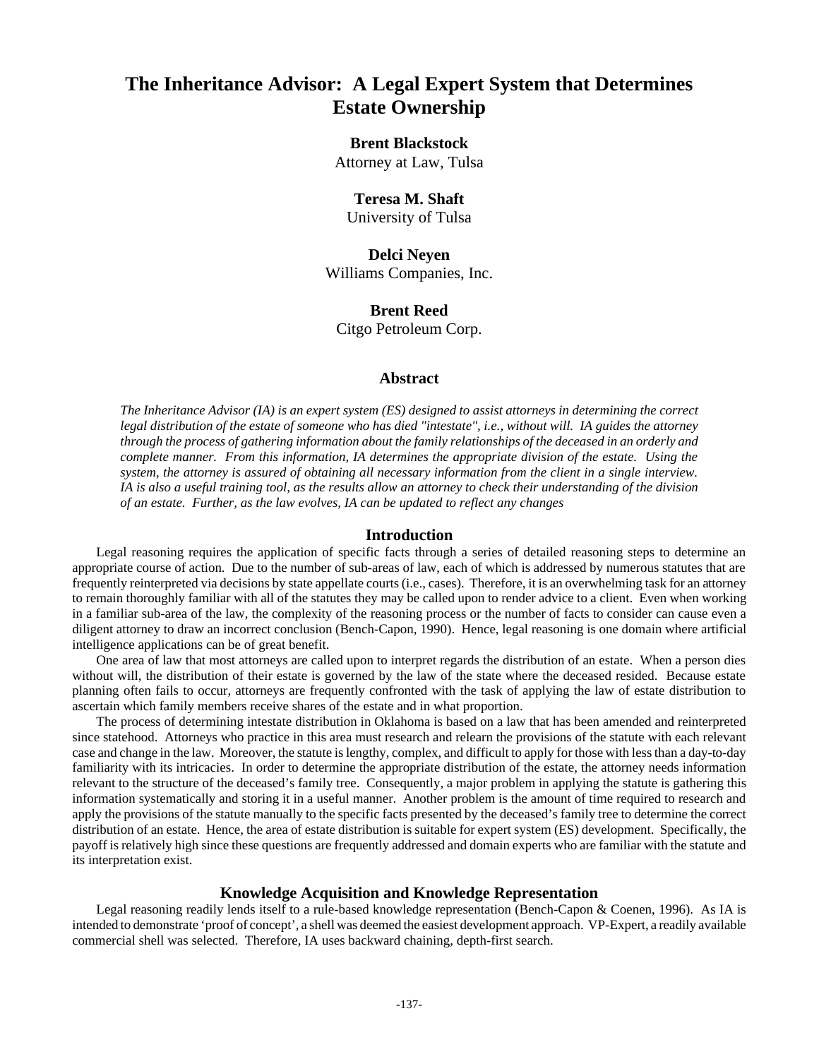# The Inheritance Advisor: A Legal Expert System that Determines Estate Ownership

**Brent Blackstock**
Attorney at Law, Tulsa

**Teresa M. Shaft**
University of Tulsa

**Delci Neyen**
Williams Companies, Inc.

**Brent Reed**
Citgo Petroleum Corp.

## Abstract

*The Inheritance Advisor (IA) is an expert system (ES) designed to assist attorneys in determining the correct legal distribution of the estate of someone who has died "intestate", i.e., without will. IA guides the attorney through the process of gathering information about the family relationships of the deceased in an orderly and complete manner. From this information, IA determines the appropriate division of the estate. Using the system, the attorney is assured of obtaining all necessary information from the client in a single interview. IA is also a useful training tool, as the results allow an attorney to check their understanding of the division of an estate. Further, as the law evolves, IA can be updated to reflect any changes*

## Introduction

Legal reasoning requires the application of specific facts through a series of detailed reasoning steps to determine an appropriate course of action. Due to the number of sub-areas of law, each of which is addressed by numerous statutes that are frequently reinterpreted via decisions by state appellate courts (i.e., cases). Therefore, it is an overwhelming task for an attorney to remain thoroughly familiar with all of the statutes they may be called upon to render advice to a client. Even when working in a familiar sub-area of the law, the complexity of the reasoning process or the number of facts to consider can cause even a diligent attorney to draw an incorrect conclusion (Bench-Capon, 1990). Hence, legal reasoning is one domain where artificial intelligence applications can be of great benefit.

One area of law that most attorneys are called upon to interpret regards the distribution of an estate. When a person dies without will, the distribution of their estate is governed by the law of the state where the deceased resided. Because estate planning often fails to occur, attorneys are frequently confronted with the task of applying the law of estate distribution to ascertain which family members receive shares of the estate and in what proportion.

The process of determining intestate distribution in Oklahoma is based on a law that has been amended and reinterpreted since statehood. Attorneys who practice in this area must research and relearn the provisions of the statute with each relevant case and change in the law. Moreover, the statute is lengthy, complex, and difficult to apply for those with less than a day-to-day familiarity with its intricacies. In order to determine the appropriate distribution of the estate, the attorney needs information relevant to the structure of the deceased's family tree. Consequently, a major problem in applying the statute is gathering this information systematically and storing it in a useful manner. Another problem is the amount of time required to research and apply the provisions of the statute manually to the specific facts presented by the deceased's family tree to determine the correct distribution of an estate. Hence, the area of estate distribution is suitable for expert system (ES) development. Specifically, the payoff is relatively high since these questions are frequently addressed and domain experts who are familiar with the statute and its interpretation exist.

## Knowledge Acquisition and Knowledge Representation

Legal reasoning readily lends itself to a rule-based knowledge representation (Bench-Capon & Coenen, 1996). As IA is intended to demonstrate 'proof of concept', a shell was deemed the easiest development approach. VP-Expert, a readily available commercial shell was selected. Therefore, IA uses backward chaining, depth-first search.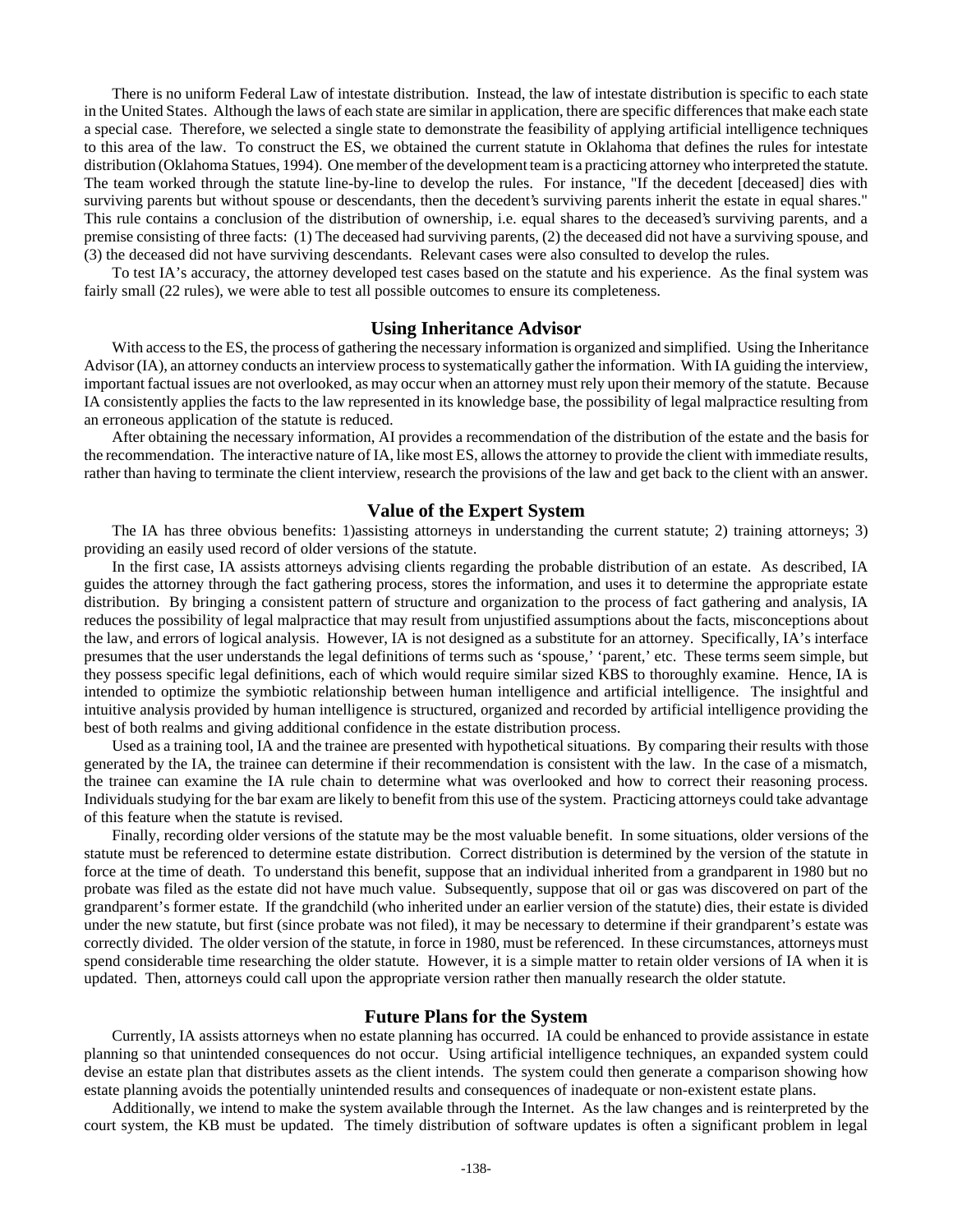There is no uniform Federal Law of intestate distribution. Instead, the law of intestate distribution is specific to each state in the United States. Although the laws of each state are similar in application, there are specific differences that make each state a special case. Therefore, we selected a single state to demonstrate the feasibility of applying artificial intelligence techniques to this area of the law. To construct the ES, we obtained the current statute in Oklahoma that defines the rules for intestate distribution (Oklahoma Statues, 1994). One member of the development team is a practicing attorney who interpreted the statute. The team worked through the statute line-by-line to develop the rules. For instance, "If the decedent [deceased] dies with surviving parents but without spouse or descendants, then the decedent's surviving parents inherit the estate in equal shares." This rule contains a conclusion of the distribution of ownership, i.e. equal shares to the deceased's surviving parents, and a premise consisting of three facts: (1) The deceased had surviving parents, (2) the deceased did not have a surviving spouse, and (3) the deceased did not have surviving descendants. Relevant cases were also consulted to develop the rules.

To test IA's accuracy, the attorney developed test cases based on the statute and his experience. As the final system was fairly small (22 rules), we were able to test all possible outcomes to ensure its completeness.

## Using Inheritance Advisor

With access to the ES, the process of gathering the necessary information is organized and simplified. Using the Inheritance Advisor (IA), an attorney conducts an interview process to systematically gather the information. With IA guiding the interview, important factual issues are not overlooked, as may occur when an attorney must rely upon their memory of the statute. Because IA consistently applies the facts to the law represented in its knowledge base, the possibility of legal malpractice resulting from an erroneous application of the statute is reduced.

After obtaining the necessary information, AI provides a recommendation of the distribution of the estate and the basis for the recommendation. The interactive nature of IA, like most ES, allows the attorney to provide the client with immediate results, rather than having to terminate the client interview, research the provisions of the law and get back to the client with an answer.

## Value of the Expert System

The IA has three obvious benefits: 1)assisting attorneys in understanding the current statute; 2) training attorneys; 3) providing an easily used record of older versions of the statute.

In the first case, IA assists attorneys advising clients regarding the probable distribution of an estate. As described, IA guides the attorney through the fact gathering process, stores the information, and uses it to determine the appropriate estate distribution. By bringing a consistent pattern of structure and organization to the process of fact gathering and analysis, IA reduces the possibility of legal malpractice that may result from unjustified assumptions about the facts, misconceptions about the law, and errors of logical analysis. However, IA is not designed as a substitute for an attorney. Specifically, IA's interface presumes that the user understands the legal definitions of terms such as 'spouse,' 'parent,' etc. These terms seem simple, but they possess specific legal definitions, each of which would require similar sized KBS to thoroughly examine. Hence, IA is intended to optimize the symbiotic relationship between human intelligence and artificial intelligence. The insightful and intuitive analysis provided by human intelligence is structured, organized and recorded by artificial intelligence providing the best of both realms and giving additional confidence in the estate distribution process.

Used as a training tool, IA and the trainee are presented with hypothetical situations. By comparing their results with those generated by the IA, the trainee can determine if their recommendation is consistent with the law. In the case of a mismatch, the trainee can examine the IA rule chain to determine what was overlooked and how to correct their reasoning process. Individuals studying for the bar exam are likely to benefit from this use of the system. Practicing attorneys could take advantage of this feature when the statute is revised.

Finally, recording older versions of the statute may be the most valuable benefit. In some situations, older versions of the statute must be referenced to determine estate distribution. Correct distribution is determined by the version of the statute in force at the time of death. To understand this benefit, suppose that an individual inherited from a grandparent in 1980 but no probate was filed as the estate did not have much value. Subsequently, suppose that oil or gas was discovered on part of the grandparent's former estate. If the grandchild (who inherited under an earlier version of the statute) dies, their estate is divided under the new statute, but first (since probate was not filed), it may be necessary to determine if their grandparent's estate was correctly divided. The older version of the statute, in force in 1980, must be referenced. In these circumstances, attorneys must spend considerable time researching the older statute. However, it is a simple matter to retain older versions of IA when it is updated. Then, attorneys could call upon the appropriate version rather then manually research the older statute.

## Future Plans for the System

Currently, IA assists attorneys when no estate planning has occurred. IA could be enhanced to provide assistance in estate planning so that unintended consequences do not occur. Using artificial intelligence techniques, an expanded system could devise an estate plan that distributes assets as the client intends. The system could then generate a comparison showing how estate planning avoids the potentially unintended results and consequences of inadequate or non-existent estate plans.

Additionally, we intend to make the system available through the Internet. As the law changes and is reinterpreted by the court system, the KB must be updated. The timely distribution of software updates is often a significant problem in legal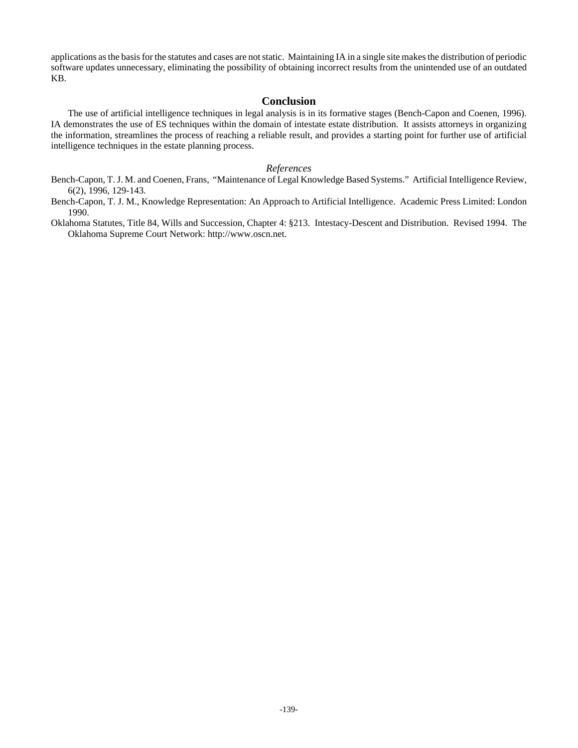applications as the basis for the statutes and cases are not static. Maintaining IA in a single site makes the distribution of periodic software updates unnecessary, eliminating the possibility of obtaining incorrect results from the unintended use of an outdated KB.

## Conclusion

The use of artificial intelligence techniques in legal analysis is in its formative stages (Bench-Capon and Coenen, 1996). IA demonstrates the use of ES techniques within the domain of intestate estate distribution. It assists attorneys in organizing the information, streamlines the process of reaching a reliable result, and provides a starting point for further use of artificial intelligence techniques in the estate planning process.

### *References*

Bench-Capon, T. J. M. and Coenen, Frans, "Maintenance of Legal Knowledge Based Systems." Artificial Intelligence Review, 6(2), 1996, 129-143.

Bench-Capon, T. J. M., Knowledge Representation: An Approach to Artificial Intelligence. Academic Press Limited: London 1990.

Oklahoma Statutes, Title 84, Wills and Succession, Chapter 4: §213. Intestacy-Descent and Distribution. Revised 1994. The Oklahoma Supreme Court Network: http://www.oscn.net.